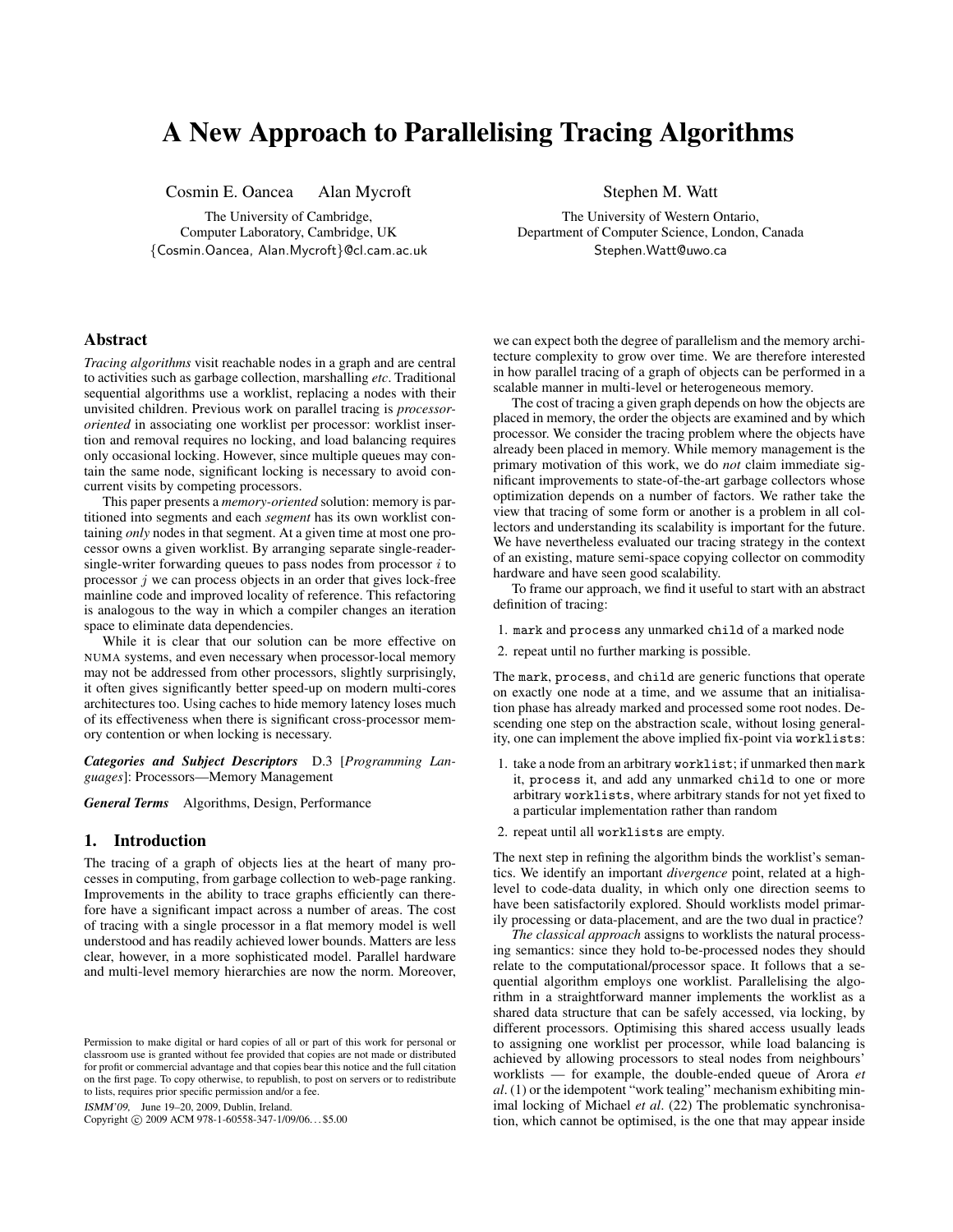# A New Approach to Parallelising Tracing Algorithms

Cosmin E. Oancea  Alan Mycroft

The University of Cambridge,
Computer Laboratory, Cambridge, UK
{Cosmin.Oancea, Alan.Mycroft}@cl.cam.ac.uk

Stephen M. Watt

The University of Western Ontario,
Department of Computer Science, London, Canada
Stephen.Watt@uwo.ca

## Abstract

*Tracing algorithms* visit reachable nodes in a graph and are central to activities such as garbage collection, marshalling *etc*. Traditional sequential algorithms use a worklist, replacing a nodes with their unvisited children. Previous work on parallel tracing is *processor-oriented* in associating one worklist per processor: worklist insertion and removal requires no locking, and load balancing requires only occasional locking. However, since multiple queues may contain the same node, significant locking is necessary to avoid concurrent visits by competing processors.

This paper presents a *memory-oriented* solution: memory is partitioned into segments and each *segment* has its own worklist containing *only* nodes in that segment. At a given time at most one processor owns a given worklist. By arranging separate single-reader-single-writer forwarding queues to pass nodes from processor $i$ to processor $j$ we can process objects in an order that gives lock-free mainline code and improved locality of reference. This refactoring is analogous to the way in which a compiler changes an iteration space to eliminate data dependencies.

While it is clear that our solution can be more effective on NUMA systems, and even necessary when processor-local memory may not be addressed from other processors, slightly surprisingly, it often gives significantly better speed-up on modern multi-cores architectures too. Using caches to hide memory latency loses much of its effectiveness when there is significant cross-processor memory contention or when locking is necessary.

***Categories and Subject Descriptors*** D.3 [*Programming Languages*]: Processors—Memory Management

***General Terms*** Algorithms, Design, Performance

## 1. Introduction

The tracing of a graph of objects lies at the heart of many processes in computing, from garbage collection to web-page ranking. Improvements in the ability to trace graphs efficiently can therefore have a significant impact across a number of areas. The cost of tracing with a single processor in a flat memory model is well understood and has readily achieved lower bounds. Matters are less clear, however, in a more sophisticated model. Parallel hardware and multi-level memory hierarchies are now the norm. Moreover, we can expect both the degree of parallelism and the memory architecture complexity to grow over time. We are therefore interested in how parallel tracing of a graph of objects can be performed in a scalable manner in multi-level or heterogeneous memory.

The cost of tracing a given graph depends on how the objects are placed in memory, the order the objects are examined and by which processor. We consider the tracing problem where the objects have already been placed in memory. While memory management is the primary motivation of this work, we do *not* claim immediate significant improvements to state-of-the-art garbage collectors whose optimization depends on a number of factors. We rather take the view that tracing of some form or another is a problem in all collectors and understanding its scalability is important for the future. We have nevertheless evaluated our tracing strategy in the context of an existing, mature semi-space copying collector on commodity hardware and have seen good scalability.

To frame our approach, we find it useful to start with an abstract definition of tracing:

1. `mark` and `process` any unmarked `child` of a marked node
2. repeat until no further marking is possible.

The `mark`, `process`, and `child` are generic functions that operate on exactly one node at a time, and we assume that an initialisation phase has already marked and processed some root nodes. Descending one step on the abstraction scale, without losing generality, one can implement the above implied fix-point via `worklists`:

1. take a node from an arbitrary `worklist`; if unmarked then `mark` it, `process` it, and add any unmarked `child` to one or more arbitrary `worklists`, where arbitrary stands for not yet fixed to a particular implementation rather than random
2. repeat until all `worklists` are empty.

The next step in refining the algorithm binds the worklist's semantics. We identify an important *divergence* point, related at a high-level to code-data duality, in which only one direction seems to have been satisfactorily explored. Should worklists model primarily processing or data-placement, and are the two dual in practice?

*The classical approach* assigns to worklists the natural processing semantics: since they hold to-be-processed nodes they should relate to the computational/processor space. It follows that a sequential algorithm employs one worklist. Parallelising the algorithm in a straightforward manner implements the worklist as a shared data structure that can be safely accessed, via locking, by different processors. Optimising this shared access usually leads to assigning one worklist per processor, while load balancing is achieved by allowing processors to steal nodes from neighbours' worklists — for example, the double-ended queue of Arora *et al*. (1) or the idempotent "work tealing" mechanism exhibiting minimal locking of Michael *et al*. (22) The problematic synchronisation, which cannot be optimised, is the one that may appear inside

Permission to make digital or hard copies of all or part of this work for personal or classroom use is granted without fee provided that copies are not made or distributed for profit or commercial advantage and that copies bear this notice and the full citation on the first page. To copy otherwise, to republish, to post on servers or to redistribute to lists, requires prior specific permission and/or a fee.

*ISMM'09*, June 19–20, 2009, Dublin, Ireland.
Copyright © 2009 ACM 978-1-60558-347-1/09/06... $5.00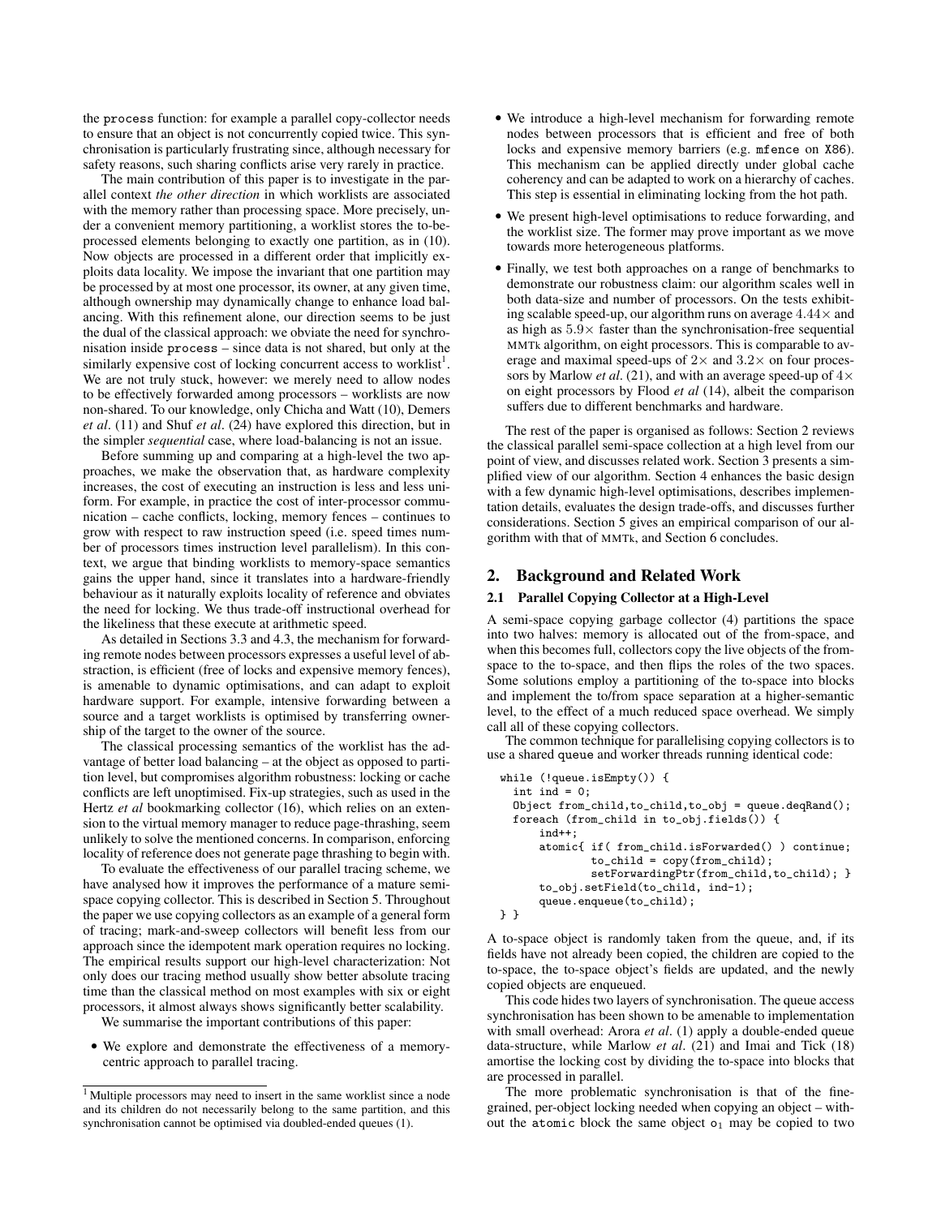the process function: for example a parallel copy-collector needs to ensure that an object is not concurrently copied twice. This synchronisation is particularly frustrating since, although necessary for safety reasons, such sharing conflicts arise very rarely in practice.

The main contribution of this paper is to investigate in the parallel context *the other direction* in which worklists are associated with the memory rather than processing space. More precisely, under a convenient memory partitioning, a worklist stores the to-be-processed elements belonging to exactly one partition, as in (10). Now objects are processed in a different order that implicitly exploits data locality. We impose the invariant that one partition may be processed by at most one processor, its owner, at any given time, although ownership may dynamically change to enhance load balancing. With this refinement alone, our direction seems to be just the dual of the classical approach: we obviate the need for synchronisation inside process – since data is not shared, but only at the similarly expensive cost of locking concurrent access to worklist[1]. We are not truly stuck, however: we merely need to allow nodes to be effectively forwarded among processors – worklists are now non-shared. To our knowledge, only Chicha and Watt (10), Demers *et al*. (11) and Shuf *et al*. (24) have explored this direction, but in the simpler *sequential* case, where load-balancing is not an issue.

Before summing up and comparing at a high-level the two approaches, we make the observation that, as hardware complexity increases, the cost of executing an instruction is less and less uniform. For example, in practice the cost of inter-processor communication – cache conflicts, locking, memory fences – continues to grow with respect to raw instruction speed (i.e. speed times number of processors times instruction level parallelism). In this context, we argue that binding worklists to memory-space semantics gains the upper hand, since it translates into a hardware-friendly behaviour as it naturally exploits locality of reference and obviates the need for locking. We thus trade-off instructional overhead for the likeliness that these execute at arithmetic speed.

As detailed in Sections 3.3 and 4.3, the mechanism for forwarding remote nodes between processors expresses a useful level of abstraction, is efficient (free of locks and expensive memory fences), is amenable to dynamic optimisations, and can adapt to exploit hardware support. For example, intensive forwarding between a source and a target worklists is optimised by transferring ownership of the target to the owner of the source.

The classical processing semantics of the worklist has the advantage of better load balancing – at the object as opposed to partition level, but compromises algorithm robustness: locking or cache conflicts are left unoptimised. Fix-up strategies, such as used in the Hertz *et al* bookmarking collector (16), which relies on an extension to the virtual memory manager to reduce page-thrashing, seem unlikely to solve the mentioned concerns. In comparison, enforcing locality of reference does not generate page thrashing to begin with.

To evaluate the effectiveness of our parallel tracing scheme, we have analysed how it improves the performance of a mature semi-space copying collector. This is described in Section 5. Throughout the paper we use copying collectors as an example of a general form of tracing; mark-and-sweep collectors will benefit less from our approach since the idempotent mark operation requires no locking. The empirical results support our high-level characterization: Not only does our tracing method usually show better absolute tracing time than the classical method on most examples with six or eight processors, it almost always shows significantly better scalability.

We summarise the important contributions of this paper:

- We explore and demonstrate the effectiveness of a memory-centric approach to parallel tracing.
- We introduce a high-level mechanism for forwarding remote nodes between processors that is efficient and free of both locks and expensive memory barriers (e.g. mfence on X86). This mechanism can be applied directly under global cache coherency and can be adapted to work on a hierarchy of caches. This step is essential in eliminating locking from the hot path.
- We present high-level optimisations to reduce forwarding, and the worklist size. The former may prove important as we move towards more heterogeneous platforms.
- Finally, we test both approaches on a range of benchmarks to demonstrate our robustness claim: our algorithm scales well in both data-size and number of processors. On the tests exhibiting scalable speed-up, our algorithm runs on average $4.44\times$ and as high as $5.9\times$ faster than the synchronisation-free sequential MMTk algorithm, on eight processors. This is comparable to average and maximal speed-ups of $2\times$ and $3.2\times$ on four processors by Marlow *et al*. (21), and with an average speed-up of $4\times$ on eight processors by Flood *et al* (14), albeit the comparison suffers due to different benchmarks and hardware.

The rest of the paper is organised as follows: Section 2 reviews the classical parallel semi-space collection at a high level from our point of view, and discusses related work. Section 3 presents a simplified view of our algorithm. Section 4 enhances the basic design with a few dynamic high-level optimisations, describes implementation details, evaluates the design trade-offs, and discusses further considerations. Section 5 gives an empirical comparison of our algorithm with that of MMTk, and Section 6 concludes.

## 2. Background and Related Work

### 2.1 Parallel Copying Collector at a High-Level

A semi-space copying garbage collector (4) partitions the space into two halves: memory is allocated out of the from-space, and when this becomes full, collectors copy the live objects of the from-space to the to-space, and then flips the roles of the two spaces. Some solutions employ a partitioning of the to-space into blocks and implement the to/from space separation at a higher-semantic level, to the effect of a much reduced space overhead. We simply call all of these copying collectors.

The common technique for parallelising copying collectors is to use a shared queue and worker threads running identical code:

```
while (!queue.isEmpty()) {
  int ind = 0;
  Object from_child,to_child,to_obj = queue.deqRand();
  foreach (from_child in to_obj.fields()) {
      ind++;
      atomic{ if( from_child.isForwarded() ) continue;
              to_child = copy(from_child);
              setForwardingPtr(from_child,to_child); }
      to_obj.setField(to_child, ind-1);
      queue.enqueue(to_child);
} }
```

A to-space object is randomly taken from the queue, and, if its fields have not already been copied, the children are copied to the to-space, the to-space object's fields are updated, and the newly copied objects are enqueued.

This code hides two layers of synchronisation. The queue access synchronisation has been shown to be amenable to implementation with small overhead: Arora *et al*. (1) apply a double-ended queue data-structure, while Marlow *et al*. (21) and Imai and Tick (18) amortise the locking cost by dividing the to-space into blocks that are processed in parallel.

The more problematic synchronisation is that of the fine-grained, per-object locking needed when copying an object – without the atomic block the same object $o_1$ may be copied to two

[1] Multiple processors may need to insert in the same worklist since a node and its children do not necessarily belong to the same partition, and this synchronisation cannot be optimised via doubled-ended queues (1).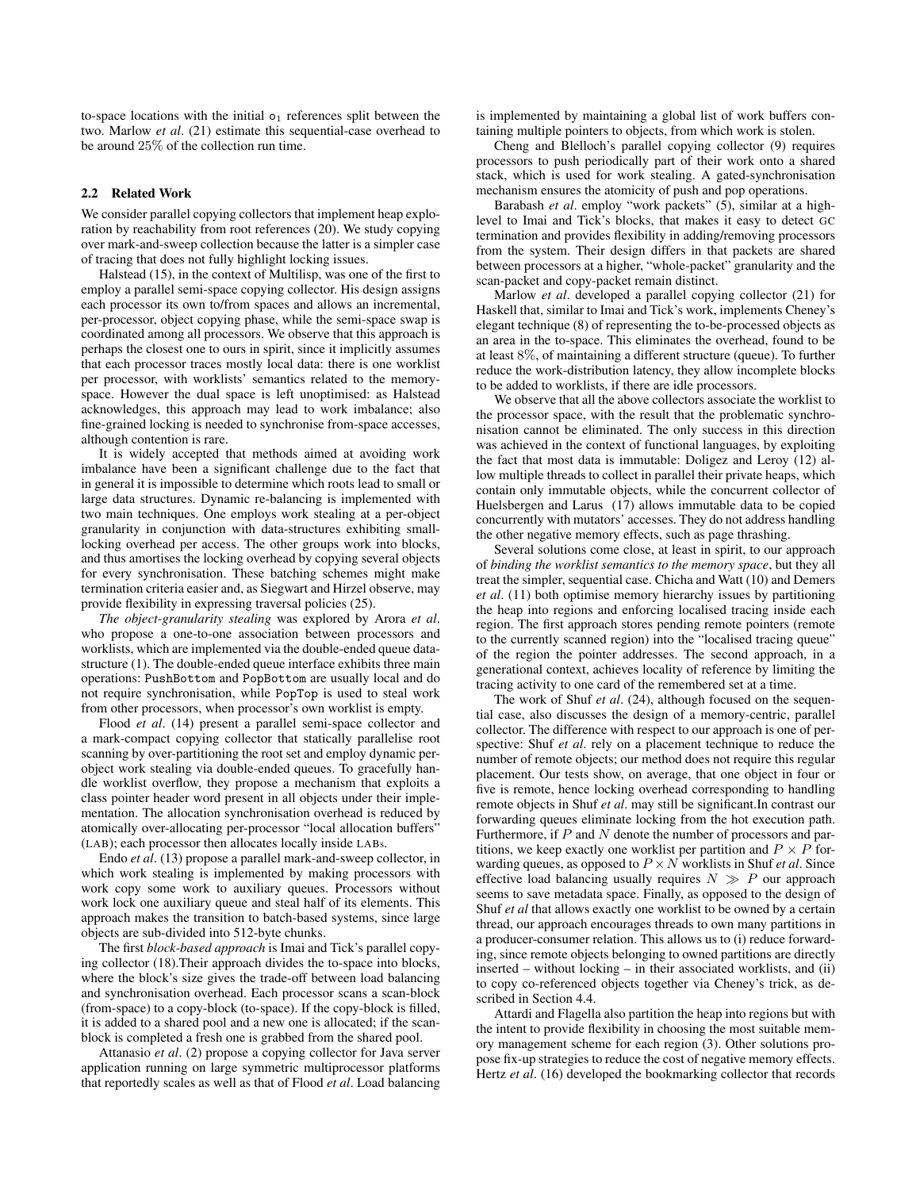to-space locations with the initial $o_1$ references split between the two. Marlow *et al*. (21) estimate this sequential-case overhead to be around 25% of the collection run time.

### 2.2 Related Work

We consider parallel copying collectors that implement heap exploration by reachability from root references (20). We study copying over mark-and-sweep collection because the latter is a simpler case of tracing that does not fully highlight locking issues.

Halstead (15), in the context of Multilisp, was one of the first to employ a parallel semi-space copying collector. His design assigns each processor its own to/from spaces and allows an incremental, per-processor, object copying phase, while the semi-space swap is coordinated among all processors. We observe that this approach is perhaps the closest one to ours in spirit, since it implicitly assumes that each processor traces mostly local data: there is one worklist per processor, with worklists' semantics related to the memory-space. However the dual space is left unoptimised: as Halstead acknowledges, this approach may lead to work imbalance; also fine-grained locking is needed to synchronise from-space accesses, although contention is rare.

It is widely accepted that methods aimed at avoiding work imbalance have been a significant challenge due to the fact that in general it is impossible to determine which roots lead to small or large data structures. Dynamic re-balancing is implemented with two main techniques. One employs work stealing at a per-object granularity in conjunction with data-structures exhibiting small-locking overhead per access. The other groups work into blocks, and thus amortises the locking overhead by copying several objects for every synchronisation. These batching schemes might make termination criteria easier and, as Siegwart and Hirzel observe, may provide flexibility in expressing traversal policies (25).

*The object-granularity stealing* was explored by Arora *et al*. who propose a one-to-one association between processors and worklists, which are implemented via the double-ended queue data-structure (1). The double-ended queue interface exhibits three main operations: `PushBottom` and `PopBottom` are usually local and do not require synchronisation, while `PopTop` is used to steal work from other processors, when processor's own worklist is empty.

Flood *et al*. (14) present a parallel semi-space collector and a mark-compact copying collector that statically parallelise root scanning by over-partitioning the root set and employ dynamic per-object work stealing via double-ended queues. To gracefully handle worklist overflow, they propose a mechanism that exploits a class pointer header word present in all objects under their implementation. The allocation synchronisation overhead is reduced by atomically over-allocating per-processor "local allocation buffers" (LAB); each processor then allocates locally inside LABs.

Endo *et al*. (13) propose a parallel mark-and-sweep collector, in which work stealing is implemented by making processors with work copy some work to auxiliary queues. Processors without work lock one auxiliary queue and steal half of its elements. This approach makes the transition to batch-based systems, since large objects are sub-divided into 512-byte chunks.

The first *block-based approach* is Imai and Tick's parallel copying collector (18).Their approach divides the to-space into blocks, where the block's size gives the trade-off between load balancing and synchronisation overhead. Each processor scans a scan-block (from-space) to a copy-block (to-space). If the copy-block is filled, it is added to a shared pool and a new one is allocated; if the scan-block is completed a fresh one is grabbed from the shared pool.

Attanasio *et al*. (2) propose a copying collector for Java server application running on large symmetric multiprocessor platforms that reportedly scales as well as that of Flood *et al*. Load balancing is implemented by maintaining a global list of work buffers containing multiple pointers to objects, from which work is stolen.

Cheng and Blelloch's parallel copying collector (9) requires processors to push periodically part of their work onto a shared stack, which is used for work stealing. A gated-synchronisation mechanism ensures the atomicity of push and pop operations.

Barabash *et al*. employ "work packets" (5), similar at a high-level to Imai and Tick's blocks, that makes it easy to detect GC termination and provides flexibility in adding/removing processors from the system. Their design differs in that packets are shared between processors at a higher, "whole-packet" granularity and the scan-packet and copy-packet remain distinct.

Marlow *et al*. developed a parallel copying collector (21) for Haskell that, similar to Imai and Tick's work, implements Cheney's elegant technique (8) of representing the to-be-processed objects as an area in the to-space. This eliminates the overhead, found to be at least 8%, of maintaining a different structure (queue). To further reduce the work-distribution latency, they allow incomplete blocks to be added to worklists, if there are idle processors.

We observe that all the above collectors associate the worklist to the processor space, with the result that the problematic synchronisation cannot be eliminated. The only success in this direction was achieved in the context of functional languages, by exploiting the fact that most data is immutable: Doligez and Leroy (12) allow multiple threads to collect in parallel their private heaps, which contain only immutable objects, while the concurrent collector of Huelsbergen and Larus (17) allows immutable data to be copied concurrently with mutators' accesses. They do not address handling the other negative memory effects, such as page thrashing.

Several solutions come close, at least in spirit, to our approach of *binding the worklist semantics to the memory space*, but they all treat the simpler, sequential case. Chicha and Watt (10) and Demers *et al*. (11) both optimise memory hierarchy issues by partitioning the heap into regions and enforcing localised tracing inside each region. The first approach stores pending remote pointers (remote to the currently scanned region) into the "localised tracing queue" of the region the pointer addresses. The second approach, in a generational context, achieves locality of reference by limiting the tracing activity to one card of the remembered set at a time.

The work of Shuf *et al*. (24), although focused on the sequential case, also discusses the design of a memory-centric, parallel collector. The difference with respect to our approach is one of perspective: Shuf *et al*. rely on a placement technique to reduce the number of remote objects; our method does not require this regular placement. Our tests show, on average, that one object in four or five is remote, hence locking overhead corresponding to handling remote objects in Shuf *et al*. may still be significant.In contrast our forwarding queues eliminate locking from the hot execution path. Furthermore, if $P$ and $N$ denote the number of processors and partitions, we keep exactly one worklist per partition and $P \times P$ forwarding queues, as opposed to $P \times N$ worklists in Shuf *et al*. Since effective load balancing usually requires $N \gg P$ our approach seems to save metadata space. Finally, as opposed to the design of Shuf *et al* that allows exactly one worklist to be owned by a certain thread, our approach encourages threads to own many partitions in a producer-consumer relation. This allows us to (i) reduce forwarding, since remote objects belonging to owned partitions are directly inserted – without locking – in their associated worklists, and (ii) to copy co-referenced objects together via Cheney's trick, as described in Section 4.4.

Attardi and Flagella also partition the heap into regions but with the intent to provide flexibility in choosing the most suitable memory management scheme for each region (3). Other solutions propose fix-up strategies to reduce the cost of negative memory effects. Hertz *et al*. (16) developed the bookmarking collector that records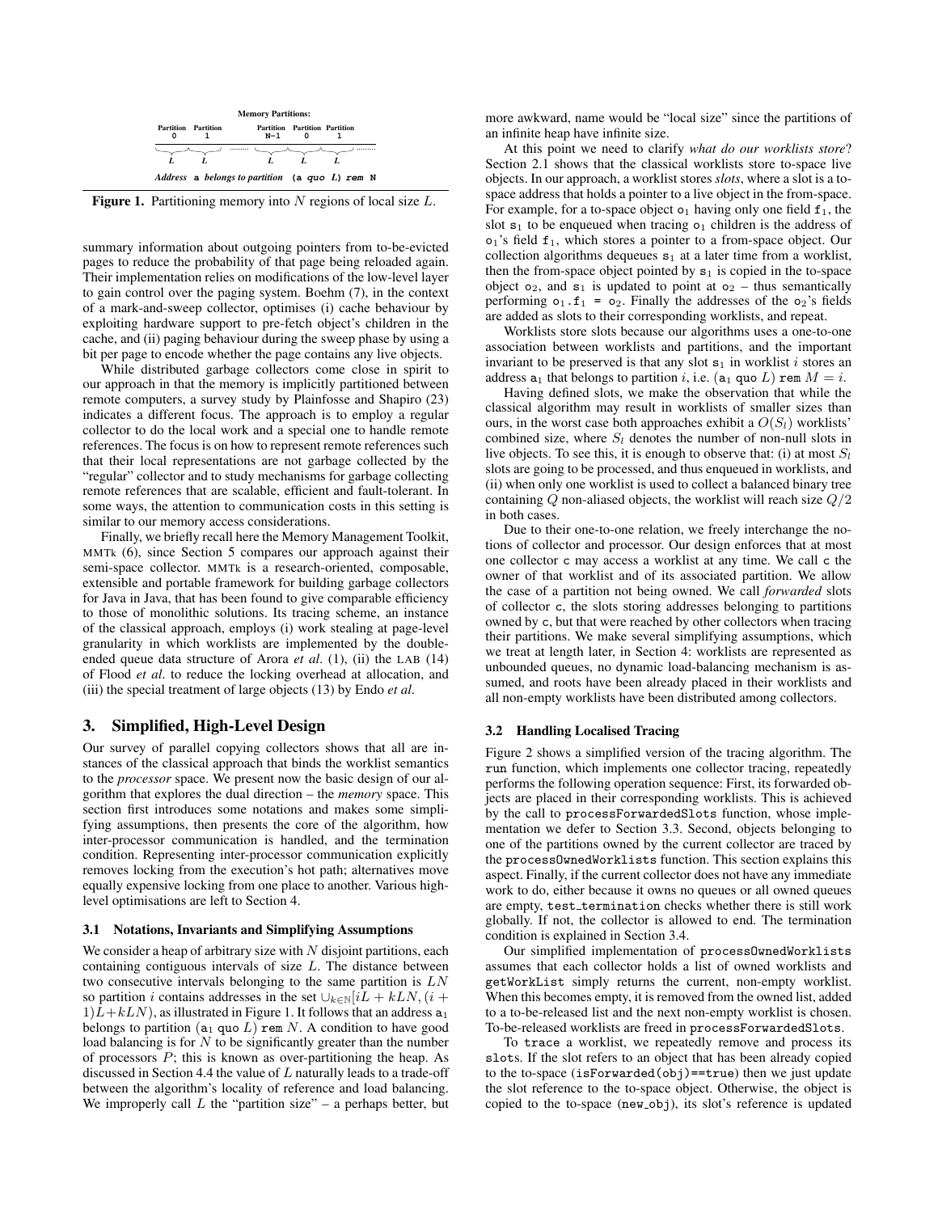**Memory Partitions:**

| Partition 0 | Partition 1 | ......... | Partition N−1 | Partition 0 | Partition 1 | ......... |
|---|---|---|---|---|---|---|
| $L$ | $L$ | | $L$ | $L$ | $L$ | |

*Address* `a` *belongs to partition* `(a quo L) rem N`

**Figure 1.** Partitioning memory into $N$ regions of local size $L$.

summary information about outgoing pointers from to-be-evicted pages to reduce the probability of that page being reloaded again. Their implementation relies on modifications of the low-level layer to gain control over the paging system. Boehm (7), in the context of a mark-and-sweep collector, optimises (i) cache behaviour by exploiting hardware support to pre-fetch object's children in the cache, and (ii) paging behaviour during the sweep phase by using a bit per page to encode whether the page contains any live objects.

While distributed garbage collectors come close in spirit to our approach in that the memory is implicitly partitioned between remote computers, a survey study by Plainfosse and Shapiro (23) indicates a different focus. The approach is to employ a regular collector to do the local work and a special one to handle remote references. The focus is on how to represent remote references such that their local representations are not garbage collected by the "regular" collector and to study mechanisms for garbage collecting remote references that are scalable, efficient and fault-tolerant. In some ways, the attention to communication costs in this setting is similar to our memory access considerations.

Finally, we briefly recall here the Memory Management Toolkit, MMTk (6), since Section 5 compares our approach against their semi-space collector. MMTk is a research-oriented, composable, extensible and portable framework for building garbage collectors for Java in Java, that has been found to give comparable efficiency to those of monolithic solutions. Its tracing scheme, an instance of the classical approach, employs (i) work stealing at page-level granularity in which worklists are implemented by the double-ended queue data structure of Arora *et al*. (1), (ii) the LAB (14) of Flood *et al*. to reduce the locking overhead at allocation, and (iii) the special treatment of large objects (13) by Endo *et al*.

## 3. Simplified, High-Level Design

Our survey of parallel copying collectors shows that all are instances of the classical approach that binds the worklist semantics to the *processor* space. We present now the basic design of our algorithm that explores the dual direction – the *memory* space. This section first introduces some notations and makes some simplifying assumptions, then presents the core of the algorithm, how inter-processor communication is handled, and the termination condition. Representing inter-processor communication explicitly removes locking from the execution's hot path; alternatives move equally expensive locking from one place to another. Various high-level optimisations are left to Section 4.

### 3.1 Notations, Invariants and Simplifying Assumptions

We consider a heap of arbitrary size with $N$ disjoint partitions, each containing contiguous intervals of size $L$. The distance between two consecutive intervals belonging to the same partition is $LN$ so partition $i$ contains addresses in the set $\cup_{k\in\mathbb{N}}[iL + kLN, (i+1)L+kLN)$, as illustrated in Figure 1. It follows that an address $a_1$ belongs to partition ($a_1$ quo $L$) rem $N$. A condition to have good load balancing is for $N$ to be significantly greater than the number of processors $P$; this is known as over-partitioning the heap. As discussed in Section 4.4 the value of $L$ naturally leads to a trade-off between the algorithm's locality of reference and load balancing. We improperly call $L$ the "partition size" – a perhaps better, but more awkward, name would be "local size" since the partitions of an infinite heap have infinite size.

At this point we need to clarify *what do our worklists store*? Section 2.1 shows that the classical worklists store to-space live objects. In our approach, a worklist stores *slots*, where a slot is a to-space address that holds a pointer to a live object in the from-space. For example, for a to-space object $o_1$ having only one field $f_1$, the slot $s_1$ to be enqueued when tracing $o_1$ children is the address of $o_1$'s field $f_1$, which stores a pointer to a from-space object. Our collection algorithms dequeues $s_1$ at a later time from a worklist, then the from-space object pointed by $s_1$ is copied in the to-space object $o_2$, and $s_1$ is updated to point at $o_2$ – thus semantically performing $o_1.f_1 = o_2$. Finally the addresses of the $o_2$'s fields are added as slots to their corresponding worklists, and repeat.

Worklists store slots because our algorithms uses a one-to-one association between worklists and partitions, and the important invariant to be preserved is that any slot $s_1$ in worklist $i$ stores an address $a_1$ that belongs to partition $i$, i.e. ($a_1$ quo $L$) rem $M = i$.

Having defined slots, we make the observation that while the classical algorithm may result in worklists of smaller sizes than ours, in the worst case both approaches exhibit a $O(S_l)$ worklists' combined size, where $S_l$ denotes the number of non-null slots in live objects. To see this, it is enough to observe that: (i) at most $S_l$ slots are going to be processed, and thus enqueued in worklists, and (ii) when only one worklist is used to collect a balanced binary tree containing $Q$ non-aliased objects, the worklist will reach size $Q/2$ in both cases.

Due to their one-to-one relation, we freely interchange the notions of collector and processor. Our design enforces that at most one collector `c` may access a worklist at any time. We call `c` the owner of that worklist and of its associated partition. We allow the case of a partition not being owned. We call *forwarded* slots of collector `c`, the slots storing addresses belonging to partitions owned by `c`, but that were reached by other collectors when tracing their partitions. We make several simplifying assumptions, which we treat at length later, in Section 4: worklists are represented as unbounded queues, no dynamic load-balancing mechanism is assumed, and roots have been already placed in their worklists and all non-empty worklists have been distributed among collectors.

### 3.2 Handling Localised Tracing

Figure 2 shows a simplified version of the tracing algorithm. The `run` function, which implements one collector tracing, repeatedly performs the following operation sequence: First, its forwarded objects are placed in their corresponding worklists. This is achieved by the call to `processForwardedSlots` function, whose implementation we defer to Section 3.3. Second, objects belonging to one of the partitions owned by the current collector are traced by the `processOwnedWorklists` function. This section explains this aspect. Finally, if the current collector does not have any immediate work to do, either because it owns no queues or all owned queues are empty, `test_termination` checks whether there is still work globally. If not, the collector is allowed to end. The termination condition is explained in Section 3.4.

Our simplified implementation of `processOwnedWorklists` assumes that each collector holds a list of owned worklists and `getWorkList` simply returns the current, non-empty worklist. When this becomes empty, it is removed from the owned list, added to a to-be-released list and the next non-empty worklist is chosen. To-be-released worklists are freed in `processForwardedSlots`.

To `trace` a worklist, we repeatedly remove and process its `slots`. If the slot refers to an object that has been already copied to the to-space (`isForwarded(obj)==true`) then we just update the slot reference to the to-space object. Otherwise, the object is copied to the to-space (`new_obj`), its slot's reference is updated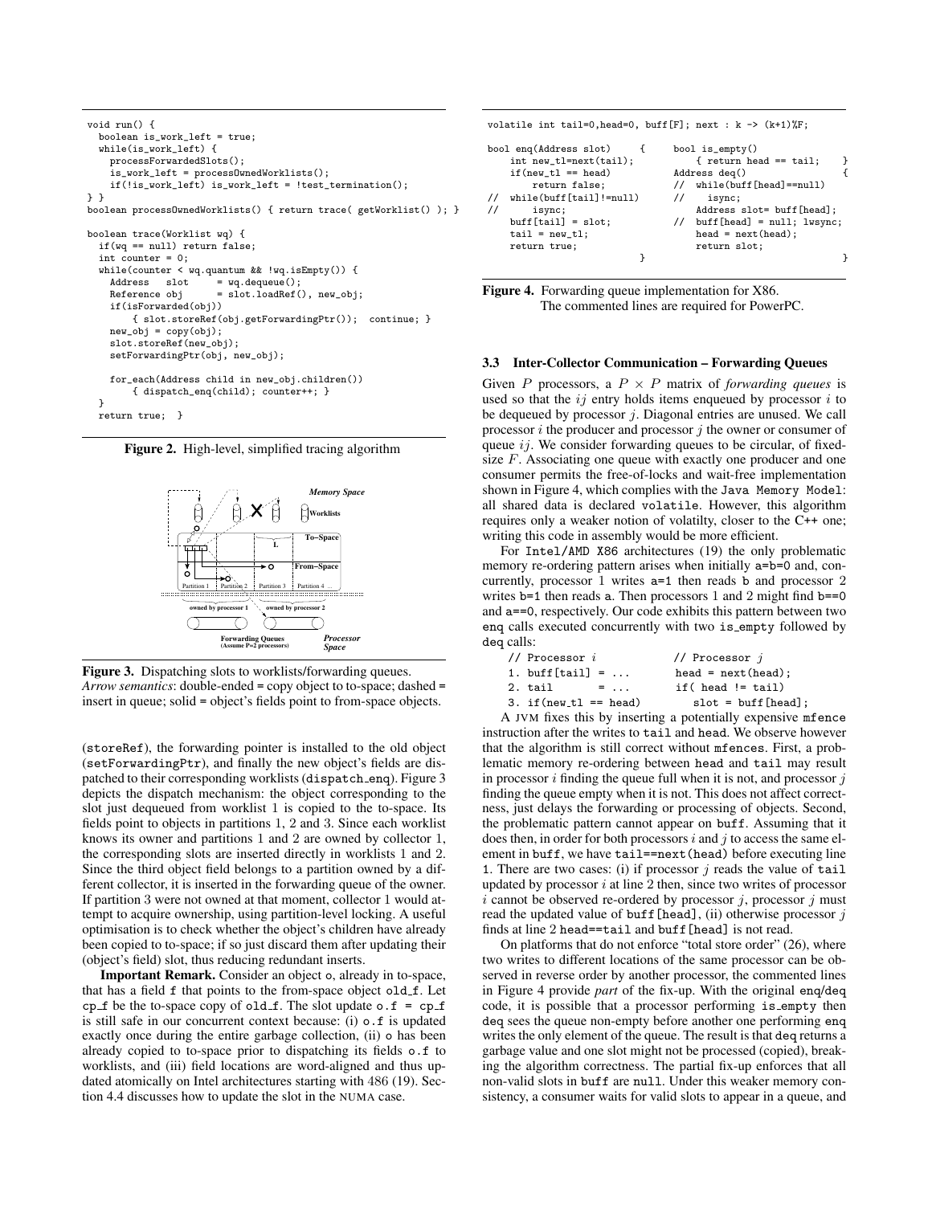```
void run() {
  boolean is_work_left = true;
  while(is_work_left) {
    processForwardedSlots();
    is_work_left = processOwnedWorklists();
    if(!is_work_left) is_work_left = !test_termination();
} }
boolean processOwnedWorklists() { return trace( getWorklist() ); }

boolean trace(Worklist wq) {
  if(wq == null) return false;
  int counter = 0;
  while(counter < wq.quantum && !wq.isEmpty()) {
    Address   slot      = wq.dequeue();
    Reference obj       = slot.loadRef(), new_obj;
    if(isForwarded(obj))
        { slot.storeRef(obj.getForwardingPtr());  continue; }
    new_obj = copy(obj);
    slot.storeRef(new_obj);
    setForwardingPtr(obj, new_obj);

    for_each(Address child in new_obj.children())
        { dispatch_enq(child); counter++; }
  }
  return true;  }
```

**Figure 2.** High-level, simplified tracing algorithm

**Figure 3.** Dispatching slots to worklists/forwarding queues. *Arrow semantics*: double-ended = copy object to to-space; dashed = insert in queue; solid = object's fields point to from-space objects.

(storeRef), the forwarding pointer is installed to the old object (setForwardingPtr), and finally the new object's fields are dispatched to their corresponding worklists (dispatch_enq). Figure 3 depicts the dispatch mechanism: the object corresponding to the slot just dequeued from worklist 1 is copied to the to-space. Its fields point to objects in partitions 1, 2 and 3. Since each worklist knows its owner and partitions 1 and 2 are owned by collector 1, the corresponding slots are inserted directly in worklists 1 and 2. Since the third object field belongs to a partition owned by a different collector, it is inserted in the forwarding queue of the owner. If partition 3 were not owned at that moment, collector 1 would attempt to acquire ownership, using partition-level locking. A useful optimisation is to check whether the object's children have already been copied to to-space; if so just discard them after updating their (object's field) slot, thus reducing redundant inserts.

**Important Remark.** Consider an object o, already in to-space, that has a field f that points to the from-space object old_f. Let cp_f be the to-space copy of old_f. The slot update o.f = cp_f is still safe in our concurrent context because: (i) o.f is updated exactly once during the entire garbage collection, (ii) o has been already copied to to-space prior to dispatching its fields o.f to worklists, and (iii) field locations are word-aligned and thus updated atomically on Intel architectures starting with 486 (19). Section 4.4 discusses how to update the slot in the NUMA case.

```
volatile int tail=0,head=0, buff[F]; next : k -> (k+1)%F;

bool enq(Address slot)     {      bool is_empty()
    int new_tl=next(tail);            { return head == tail;    }
    if(new_tl == head)            Address deq()                 {
        return false;             //  while(buff[head]==null)
//  while(buff[tail]!=null)       //    isync;
//      isync;                        Address slot= buff[head];
    buff[tail] = slot;            //  buff[head] = null; lwsync;
    tail = new_tl;                    head = next(head);
    return true;                      return slot;
                           }                                    }
```

**Figure 4.** Forwarding queue implementation for X86. The commented lines are required for PowerPC.

### 3.3 Inter-Collector Communication – Forwarding Queues

Given $P$ processors, a $P \times P$ matrix of *forwarding queues* is used so that the $ij$ entry holds items enqueued by processor $i$ to be dequeued by processor $j$. Diagonal entries are unused. We call processor $i$ the producer and processor $j$ the owner or consumer of queue $ij$. We consider forwarding queues to be circular, of fixed-size $F$. Associating one queue with exactly one producer and one consumer permits the free-of-locks and wait-free implementation shown in Figure 4, which complies with the Java Memory Model: all shared data is declared volatile. However, this algorithm requires only a weaker notion of volatilty, closer to the C++ one; writing this code in assembly would be more efficient.

For Intel/AMD X86 architectures (19) the only problematic memory re-ordering pattern arises when initially a=b=0 and, concurrently, processor 1 writes a=1 then reads b and processor 2 writes b=1 then reads a. Then processors 1 and 2 might find b==0 and a==0, respectively. Our code exhibits this pattern between two enq calls executed concurrently with two is_empty followed by deq calls:

```
// Processor i              // Processor j
1. buff[tail] = ...         head = next(head);
2. tail       = ...         if( head != tail)
3. if(new_tl == head)         slot = buff[head];
```

A JVM fixes this by inserting a potentially expensive mfence instruction after the writes to tail and head. We observe however that the algorithm is still correct without mfences. First, a problematic memory re-ordering between head and tail may result in processor $i$ finding the queue full when it is not, and processor $j$ finding the queue empty when it is not. This does not affect correctness, just delays the forwarding or processing of objects. Second, the problematic pattern cannot appear on buff. Assuming that it does then, in order for both processors $i$ and $j$ to access the same element in buff, we have tail==next(head) before executing line 1. There are two cases: (i) if processor $j$ reads the value of tail updated by processor $i$ at line 2 then, since two writes of processor $i$ cannot be observed re-ordered by processor $j$, processor $j$ must read the updated value of buff[head], (ii) otherwise processor $j$ finds at line 2 head==tail and buff[head] is not read.

On platforms that do not enforce "total store order" (26), where two writes to different locations of the same processor can be observed in reverse order by another processor, the commented lines in Figure 4 provide *part* of the fix-up. With the original enq/deq code, it is possible that a processor performing is_empty then deq sees the queue non-empty before another one performing enq writes the only element of the queue. The result is that deq returns a garbage value and one slot might not be processed (copied), breaking the algorithm correctness. The partial fix-up enforces that all non-valid slots in buff are null. Under this weaker memory consistency, a consumer waits for valid slots to appear in a queue, and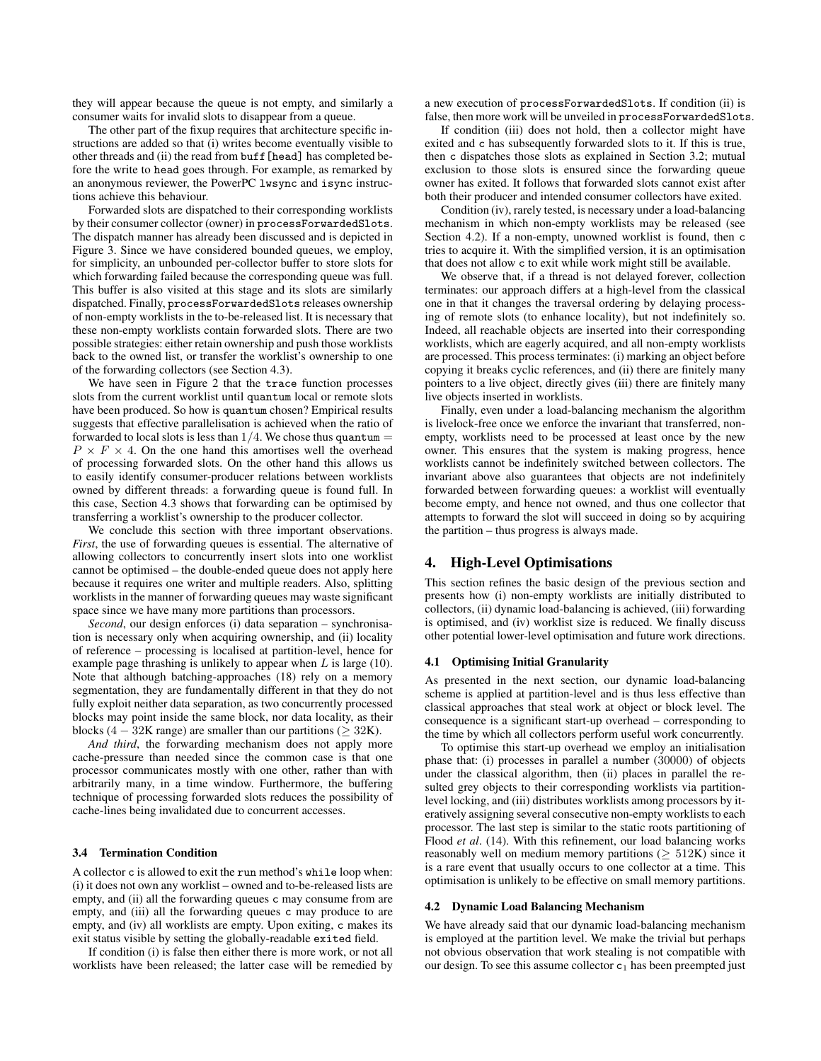they will appear because the queue is not empty, and similarly a consumer waits for invalid slots to disappear from a queue.

The other part of the fixup requires that architecture specific instructions are added so that (i) writes become eventually visible to other threads and (ii) the read from `buff[head]` has completed before the write to `head` goes through. For example, as remarked by an anonymous reviewer, the PowerPC `lwsync` and `isync` instructions achieve this behaviour.

Forwarded slots are dispatched to their corresponding worklists by their consumer collector (owner) in `processForwardedSlots`. The dispatch manner has already been discussed and is depicted in Figure 3. Since we have considered bounded queues, we employ, for simplicity, an unbounded per-collector buffer to store slots for which forwarding failed because the corresponding queue was full. This buffer is also visited at this stage and its slots are similarly dispatched. Finally, `processForwardedSlots` releases ownership of non-empty worklists in the to-be-released list. It is necessary that these non-empty worklists contain forwarded slots. There are two possible strategies: either retain ownership and push those worklists back to the owned list, or transfer the worklist's ownership to one of the forwarding collectors (see Section 4.3).

We have seen in Figure 2 that the `trace` function processes slots from the current worklist until `quantum` local or remote slots have been produced. So how is `quantum` chosen? Empirical results suggests that effective parallelisation is achieved when the ratio of forwarded to local slots is less than $1/4$. We chose thus `quantum` $= P \times F \times 4$. On the one hand this amortises well the overhead of processing forwarded slots. On the other hand this allows us to easily identify consumer-producer relations between worklists owned by different threads: a forwarding queue is found full. In this case, Section 4.3 shows that forwarding can be optimised by transferring a worklist's ownership to the producer collector.

We conclude this section with three important observations. *First*, the use of forwarding queues is essential. The alternative of allowing collectors to concurrently insert slots into one worklist cannot be optimised – the double-ended queue does not apply here because it requires one writer and multiple readers. Also, splitting worklists in the manner of forwarding queues may waste significant space since we have many more partitions than processors.

*Second*, our design enforces (i) data separation – synchronisation is necessary only when acquiring ownership, and (ii) locality of reference – processing is localised at partition-level, hence for example page thrashing is unlikely to appear when $L$ is large (10). Note that although batching-approaches (18) rely on a memory segmentation, they are fundamentally different in that they do not fully exploit neither data separation, as two concurrently processed blocks may point inside the same block, nor data locality, as their blocks ($4 - 32$K range) are smaller than our partitions ($\geq 32$K).

*And third*, the forwarding mechanism does not apply more cache-pressure than needed since the common case is that one processor communicates mostly with one other, rather than with arbitrarily many, in a time window. Furthermore, the buffering technique of processing forwarded slots reduces the possibility of cache-lines being invalidated due to concurrent accesses.

### 3.4 Termination Condition

A collector `c` is allowed to exit the `run` method's `while` loop when: (i) it does not own any worklist – owned and to-be-released lists are empty, and (ii) all the forwarding queues `c` may consume from are empty, and (iii) all the forwarding queues `c` may produce to are empty, and (iv) all worklists are empty. Upon exiting, `c` makes its exit status visible by setting the globally-readable `exited` field.

If condition (i) is false then either there is more work, or not all worklists have been released; the latter case will be remedied by a new execution of `processForwardedSlots`. If condition (ii) is false, then more work will be unveiled in `processForwardedSlots`.

If condition (iii) does not hold, then a collector might have exited and `c` has subsequently forwarded slots to it. If this is true, then `c` dispatches those slots as explained in Section 3.2; mutual exclusion to those slots is ensured since the forwarding queue owner has exited. It follows that forwarded slots cannot exist after both their producer and intended consumer collectors have exited.

Condition (iv), rarely tested, is necessary under a load-balancing mechanism in which non-empty worklists may be released (see Section 4.2). If a non-empty, unowned worklist is found, then `c` tries to acquire it. With the simplified version, it is an optimisation that does not allow `c` to exit while work might still be available.

We observe that, if a thread is not delayed forever, collection terminates: our approach differs at a high-level from the classical one in that it changes the traversal ordering by delaying processing of remote slots (to enhance locality), but not indefinitely so. Indeed, all reachable objects are inserted into their corresponding worklists, which are eagerly acquired, and all non-empty worklists are processed. This process terminates: (i) marking an object before copying it breaks cyclic references, and (ii) there are finitely many pointers to a live object, directly gives (iii) there are finitely many live objects inserted in worklists.

Finally, even under a load-balancing mechanism the algorithm is livelock-free once we enforce the invariant that transferred, non-empty, worklists need to be processed at least once by the new owner. This ensures that the system is making progress, hence worklists cannot be indefinitely switched between collectors. The invariant above also guarantees that objects are not indefinitely forwarded between forwarding queues: a worklist will eventually become empty, and hence not owned, and thus one collector that attempts to forward the slot will succeed in doing so by acquiring the partition – thus progress is always made.

## 4. High-Level Optimisations

This section refines the basic design of the previous section and presents how (i) non-empty worklists are initially distributed to collectors, (ii) dynamic load-balancing is achieved, (iii) forwarding is optimised, and (iv) worklist size is reduced. We finally discuss other potential lower-level optimisation and future work directions.

### 4.1 Optimising Initial Granularity

As presented in the next section, our dynamic load-balancing scheme is applied at partition-level and is thus less effective than classical approaches that steal work at object or block level. The consequence is a significant start-up overhead – corresponding to the time by which all collectors perform useful work concurrently.

To optimise this start-up overhead we employ an initialisation phase that: (i) processes in parallel a number (30000) of objects under the classical algorithm, then (ii) places in parallel the resulted grey objects to their corresponding worklists via partition-level locking, and (iii) distributes worklists among processors by iteratively assigning several consecutive non-empty worklists to each processor. The last step is similar to the static roots partitioning of Flood *et al*. (14). With this refinement, our load balancing works reasonably well on medium memory partitions ($\geq 512$K) since it is a rare event that usually occurs to one collector at a time. This optimisation is unlikely to be effective on small memory partitions.

### 4.2 Dynamic Load Balancing Mechanism

We have already said that our dynamic load-balancing mechanism is employed at the partition level. We make the trivial but perhaps not obvious observation that work stealing is not compatible with our design. To see this assume collector $c_1$ has been preempted just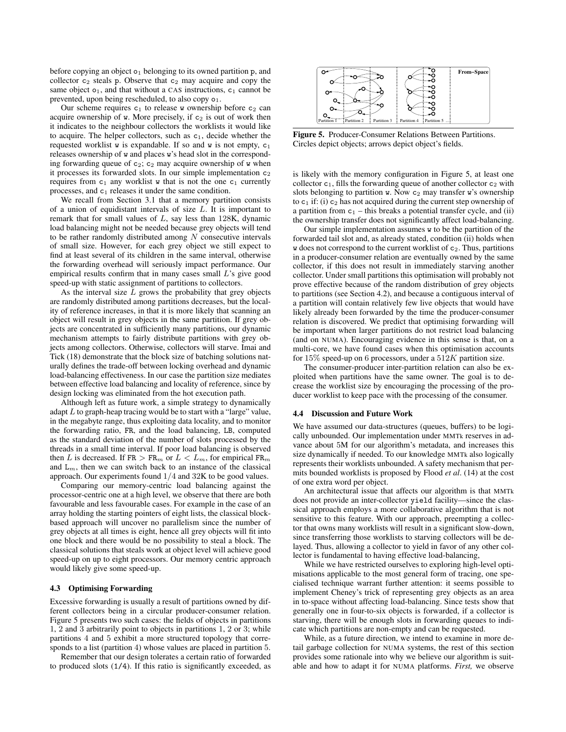before copying an object $o_1$ belonging to its owned partition p, and collector $c_2$ steals p. Observe that $c_2$ may acquire and copy the same object $o_1$, and that without a CAS instructions, $c_1$ cannot be prevented, upon being rescheduled, to also copy $o_1$.

Our scheme requires $c_1$ to release w ownership before $c_2$ can acquire ownership of w. More precisely, if $c_2$ is out of work then it indicates to the neighbour collectors the worklists it would like to acquire. The helper collectors, such as $c_1$, decide whether the requested worklist w is expandable. If so and w is not empty, $c_1$ releases ownership of w and places w's head slot in the corresponding forwarding queue of $c_2$; $c_2$ may acquire ownership of w when it processes its forwarded slots. In our simple implementation $c_2$ requires from $c_1$ any worklist w that is not the one $c_1$ currently processes, and $c_1$ releases it under the same condition.

We recall from Section 3.1 that a memory partition consists of a union of equidistant intervals of size $L$. It is important to remark that for small values of $L$, say less than 128K, dynamic load balancing might not be needed because grey objects will tend to be rather randomly distributed among $N$ consecutive intervals of small size. However, for each grey object we still expect to find at least several of its children in the same interval, otherwise the forwarding overhead will seriously impact performance. Our empirical results confirm that in many cases small $L$'s give good speed-up with static assignment of partitions to collectors.

As the interval size $L$ grows the probability that grey objects are randomly distributed among partitions decreases, but the locality of reference increases, in that it is more likely that scanning an object will result in grey objects in the same partition. If grey objects are concentrated in sufficiently many partitions, our dynamic mechanism attempts to fairly distribute partitions with grey objects among collectors. Otherwise, collectors will starve. Imai and Tick (18) demonstrate that the block size of batching solutions naturally defines the trade-off between locking overhead and dynamic load-balancing effectiveness. In our case the partition size mediates between effective load balancing and locality of reference, since by design locking was eliminated from the hot execution path.

Although left as future work, a simple strategy to dynamically adapt $L$ to graph-heap tracing would be to start with a "large" value, in the megabyte range, thus exploiting data locality, and to monitor the forwarding ratio, FR, and the load balancing, LB, computed as the standard deviation of the number of slots processed by the threads in a small time interval. If poor load balancing is observed then $L$ is decreased. If $\mathtt{FR} > \mathtt{FR}_m$ or $L < \mathtt{L}_m$, for empirical $\mathtt{FR}_m$ and $\mathtt{L}_m$, then we can switch back to an instance of the classical approach. Our experiments found $1/4$ and 32K to be good values.

Comparing our memory-centric load balancing against the processor-centric one at a high level, we observe that there are both favourable and less favourable cases. For example in the case of an array holding the starting pointers of eight lists, the classical block-based approach will uncover no parallelism since the number of grey objects at all times is eight, hence all grey objects will fit into one block and there would be no possibility to steal a block. The classical solutions that steals work at object level will achieve good speed-up on up to eight processors. Our memory centric approach would likely give some speed-up.

### 4.3 Optimising Forwarding

Excessive forwarding is usually a result of partitions owned by different collectors being in a circular producer-consumer relation. Figure 5 presents two such cases: the fields of objects in partitions 1, 2 and 3 arbitrarily point to objects in partitions 1, 2 or 3; while partitions 4 and 5 exhibit a more structured topology that corresponds to a list (partition 4) whose values are placed in partition 5.

Remember that our design tolerates a certain ratio of forwarded to produced slots (1/4). If this ratio is significantly exceeded, as is likely with the memory configuration in Figure 5, at least one collector $c_1$, fills the forwarding queue of another collector $c_2$ with slots belonging to partition w. Now $c_2$ may transfer w's ownership to $c_1$ if: (i) $c_2$ has not acquired during the current step ownership of a partition from $c_1$ – this breaks a potential transfer cycle, and (ii) the ownership transfer does not significantly affect load-balancing.

**Figure 5.** Producer-Consumer Relations Between Partitions. Circles depict objects; arrows depict object's fields.

Our simple implementation assumes w to be the partition of the forwarded tail slot and, as already stated, condition (ii) holds when w does not correspond to the current worklist of $c_2$. Thus, partitions in a producer-consumer relation are eventually owned by the same collector, if this does not result in immediately starving another collector. Under small partitions this optimisation will probably not prove effective because of the random distribution of grey objects to partitions (see Section 4.2), and because a contiguous interval of a partition will contain relatively few live objects that would have likely already been forwarded by the time the producer-consumer relation is discovered. We predict that optimising forwarding will be important when larger partitions do not restrict load balancing (and on NUMA). Encouraging evidence in this sense is that, on a multi-core, we have found cases when this optimisation accounts for $15\%$ speed-up on 6 processors, under a $512K$ partition size.

The consumer-producer inter-partition relation can also be exploited when partitions have the same owner. The goal is to decrease the worklist size by encouraging the processing of the producer worklist to keep pace with the processing of the consumer.

### 4.4 Discussion and Future Work

We have assumed our data-structures (queues, buffers) to be logically unbounded. Our implementation under MMTk reserves in advance about 5M for our algorithm's metadata, and increases this size dynamically if needed. To our knowledge MMTk also logically represents their worklists unbounded. A safety mechanism that permits bounded worklists is proposed by Flood *et al*. (14) at the cost of one extra word per object.

An architectural issue that affects our algorithm is that MMTk does not provide an inter-collector `yield` facility—since the classical approach employs a more collaborative algorithm that is not sensitive to this feature. With our approach, preempting a collector that owns many worklists will result in a significant slow-down, since transferring those worklists to starving collectors will be delayed. Thus, allowing a collector to yield in favor of any other collector is fundamental to having effective load-balancing,

While we have restricted ourselves to exploring high-level optimisations applicable to the most general form of tracing, one specialised technique warrant further attention: it seems possible to implement Cheney's trick of representing grey objects as an area in to-space without affecting load-balancing. Since tests show that generally one in four-to-six objects is forwarded, if a collector is starving, there will be enough slots in forwarding queues to indicate which partitions are non-empty and can be requested.

While, as a future direction, we intend to examine in more detail garbage collection for NUMA systems, the rest of this section provides some rationale into why we believe our algorithm is suitable and how to adapt it for NUMA platforms. *First,* we observe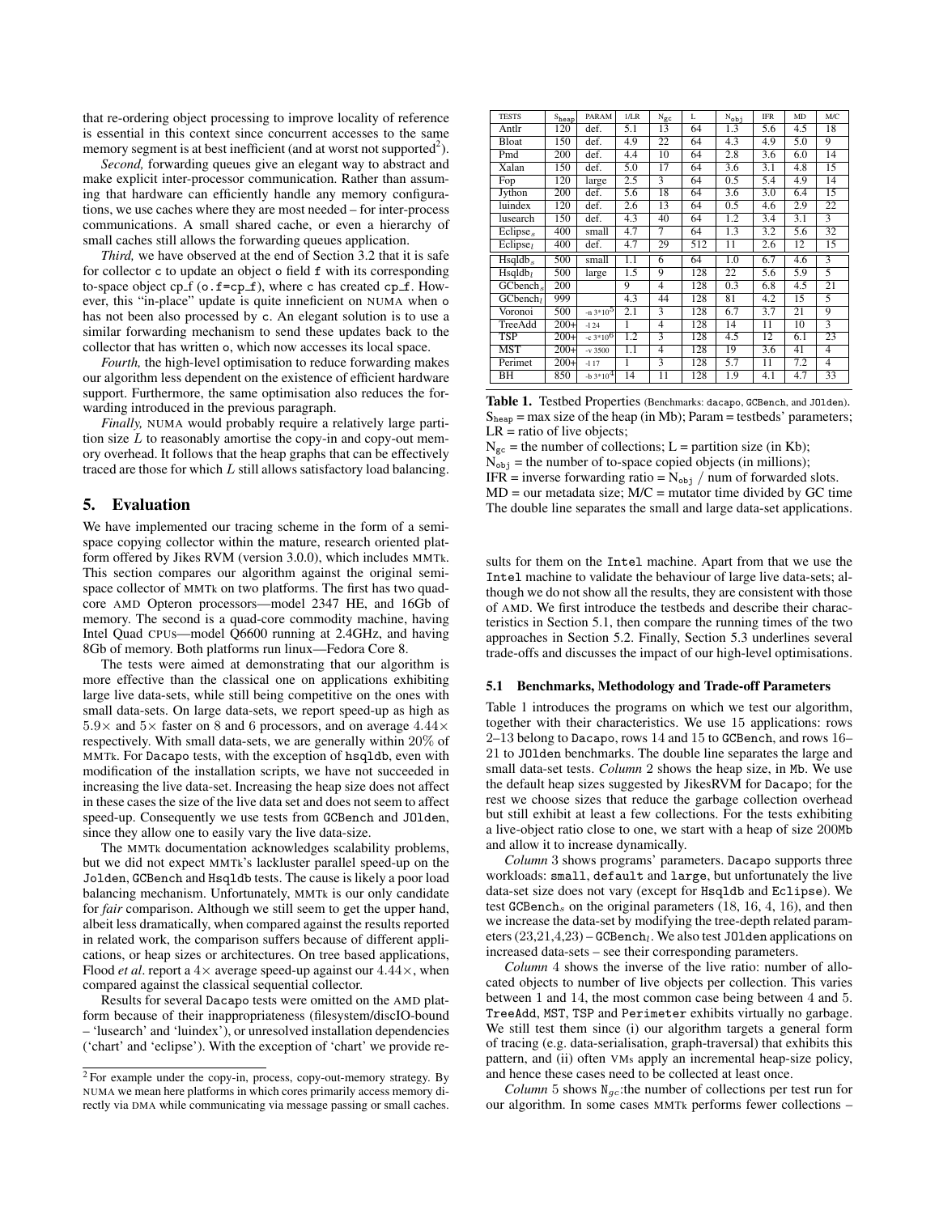that re-ordering object processing to improve locality of reference is essential in this context since concurrent accesses to the same memory segment is at best inefficient (and at worst not supported[2]).

*Second,* forwarding queues give an elegant way to abstract and make explicit inter-processor communication. Rather than assuming that hardware can efficiently handle any memory configurations, we use caches where they are most needed – for inter-process communications. A small shared cache, or even a hierarchy of small caches still allows the forwarding queues application.

*Third,* we have observed at the end of Section 3.2 that it is safe for collector c to update an object o field f with its corresponding to-space object cp_f (o.f=cp_f), where c has created cp_f. However, this "in-place" update is quite inneficient on NUMA when o has not been also processed by c. An elegant solution is to use a similar forwarding mechanism to send these updates back to the collector that has written o, which now accesses its local space.

*Fourth,* the high-level optimisation to reduce forwarding makes our algorithm less dependent on the existence of efficient hardware support. Furthermore, the same optimisation also reduces the forwarding introduced in the previous paragraph.

*Finally,* NUMA would probably require a relatively large partition size $L$ to reasonably amortise the copy-in and copy-out memory overhead. It follows that the heap graphs that can be effectively traced are those for which $L$ still allows satisfactory load balancing.

## 5. Evaluation

We have implemented our tracing scheme in the form of a semi-space copying collector within the mature, research oriented platform offered by Jikes RVM (version 3.0.0), which includes MMTk. This section compares our algorithm against the original semi-space collector of MMTk on two platforms. The first has two quad-core AMD Opteron processors—model 2347 HE, and 16Gb of memory. The second is a quad-core commodity machine, having Intel Quad CPUs—model Q6600 running at 2.4GHz, and having 8Gb of memory. Both platforms run linux—Fedora Core 8.

The tests were aimed at demonstrating that our algorithm is more effective than the classical one on applications exhibiting large live data-sets, while still being competitive on the ones with small data-sets. On large data-sets, we report speed-up as high as $5.9\times$ and $5\times$ faster on 8 and 6 processors, and on average $4.44\times$ respectively. With small data-sets, we are generally within 20% of MMTk. For Dacapo tests, with the exception of hsqldb, even with modification of the installation scripts, we have not succeeded in increasing the live data-set. Increasing the heap size does not affect in these cases the size of the live data set and does not seem to affect speed-up. Consequently we use tests from GCBench and JOlden, since they allow one to easily vary the live data-size.

The MMTk documentation acknowledges scalability problems, but we did not expect MMTk's lackluster parallel speed-up on the Jolden, GCBench and Hsqldb tests. The cause is likely a poor load balancing mechanism. Unfortunately, MMTk is our only candidate for *fair* comparison. Although we still seem to get the upper hand, albeit less dramatically, when compared against the results reported in related work, the comparison suffers because of different applications, or heap sizes or architectures. On tree based applications, Flood *et al*. report a $4\times$ average speed-up against our $4.44\times$, when compared against the classical sequential collector.

Results for several Dacapo tests were omitted on the AMD platform because of their inappropriateness (filesystem/discIO-bound – 'lusearch' and 'luindex'), or unresolved installation dependencies ('chart' and 'eclipse'). With the exception of 'chart' we provide results for them on the Intel machine. Apart from that we use the Intel machine to validate the behaviour of large live data-sets; although we do not show all the results, they are consistent with those of AMD. We first introduce the testbeds and describe their characteristics in Section 5.1, then compare the running times of the two approaches in Section 5.2. Finally, Section 5.3 underlines several trade-offs and discusses the impact of our high-level optimisations.

[2] For example under the copy-in, process, copy-out-memory strategy. By NUMA we mean here platforms in which cores primarily access memory directly via DMA while communicating via message passing or small caches.

| TESTS | $S_{heap}$ | PARAM | 1/LR | $N_{gc}$ | L | $N_{obj}$ | IFR | MD | M/C |
|---|---|---|---|---|---|---|---|---|---|
| Antlr | 120 | def. | 5.1 | 13 | 64 | 1.3 | 5.6 | 4.5 | 18 |
| Bloat | 150 | def. | 4.9 | 22 | 64 | 4.3 | 4.9 | 5.0 | 9 |
| Pmd | 200 | def. | 4.4 | 10 | 64 | 2.8 | 3.6 | 6.0 | 14 |
| Xalan | 150 | def. | 5.0 | 17 | 64 | 3.6 | 3.1 | 4.8 | 15 |
| Fop | 120 | large | 2.5 | 3 | 64 | 0.5 | 5.4 | 4.9 | 14 |
| Jython | 200 | def. | 5.6 | 18 | 64 | 3.6 | 3.0 | 6.4 | 15 |
| luindex | 120 | def. | 2.6 | 13 | 64 | 0.5 | 4.6 | 2.9 | 22 |
| lusearch | 150 | def. | 4.3 | 40 | 64 | 1.2 | 3.4 | 3.1 | 3 |
| $\text{Eclipse}_s$ | 400 | small | 4.7 | 7 | 64 | 1.3 | 3.2 | 5.6 | 32 |
| $\text{Eclipse}_l$ | 400 | def. | 4.7 | 29 | 512 | 11 | 2.6 | 12 | 15 |
| $\text{Hsqldb}_s$ | 500 | small | 1.1 | 6 | 64 | 1.0 | 6.7 | 4.6 | 3 |
| $\text{Hsqldb}_l$ | 500 | large | 1.5 | 9 | 128 | 22 | 5.6 | 5.9 | 5 |
| $\text{GCbench}_s$ | 200 | | 9 | 4 | 128 | 0.3 | 6.8 | 4.5 | 21 |
| $\text{GCbench}_l$ | 999 | | 4.3 | 44 | 128 | 81 | 4.2 | 15 | 5 |
| Voronoi | 500 | -n $3{*}10^5$ | 2.1 | 3 | 128 | 6.7 | 3.7 | 21 | 9 |
| TreeAdd | 200+ | -l 24 | 1 | 4 | 128 | 14 | 11 | 10 | 3 |
| TSP | 200+ | -c $3{*}10^6$ | 1.2 | 3 | 128 | 4.5 | 12 | 6.1 | 23 |
| MST | 200+ | -v 3500 | 1.1 | 4 | 128 | 19 | 3.6 | 41 | 4 |
| Perimet | 200+ | -l 17 | 1 | 3 | 128 | 5.7 | 11 | 7.2 | 4 |
| BH | 850 | -b $3{*}10^4$ | 14 | 11 | 128 | 1.9 | 4.1 | 4.7 | 33 |

**Table 1.** Testbed Properties (Benchmarks: dacapo, GCBench, and JOlden).
$S_{heap}$ = max size of the heap (in Mb); Param = testbeds' parameters;
LR = ratio of live objects;
$N_{gc}$ = the number of collections; L = partition size (in Kb);
$N_{obj}$ = the number of to-space copied objects (in millions);
IFR = inverse forwarding ratio = $N_{obj}$ / num of forwarded slots.
MD = our metadata size; M/C = mutator time divided by GC time
The double line separates the small and large data-set applications.

### 5.1 Benchmarks, Methodology and Trade-off Parameters

Table 1 introduces the programs on which we test our algorithm, together with their characteristics. We use 15 applications: rows 2–13 belong to Dacapo, rows 14 and 15 to GCBench, and rows 16–21 to JOlden benchmarks. The double line separates the large and small data-set tests. *Column* 2 shows the heap size, in Mb. We use the default heap sizes suggested by JikesRVM for Dacapo; for the rest we choose sizes that reduce the garbage collection overhead but still exhibit at least a few collections. For the tests exhibiting a live-object ratio close to one, we start with a heap of size 200Mb and allow it to increase dynamically.

*Column* 3 shows programs' parameters. Dacapo supports three workloads: small, default and large, but unfortunately the live data-set size does not vary (except for Hsqldb and Eclipse). We test $\text{GCBench}_s$ on the original parameters (18, 16, 4, 16), and then we increase the data-set by modifying the tree-depth related parameters (23,21,4,23) – $\text{GCBench}_l$. We also test JOlden applications on increased data-sets – see their corresponding parameters.

*Column* 4 shows the inverse of the live ratio: number of allocated objects to number of live objects per collection. This varies between 1 and 14, the most common case being between 4 and 5. TreeAdd, MST, TSP and Perimeter exhibits virtually no garbage. We still test them since (i) our algorithm targets a general form of tracing (e.g. data-serialisation, graph-traversal) that exhibits this pattern, and (ii) often VMs apply an incremental heap-size policy, and hence these cases need to be collected at least once.

*Column* 5 shows $N_{gc}$:the number of collections per test run for our algorithm. In some cases MMTk performs fewer collections –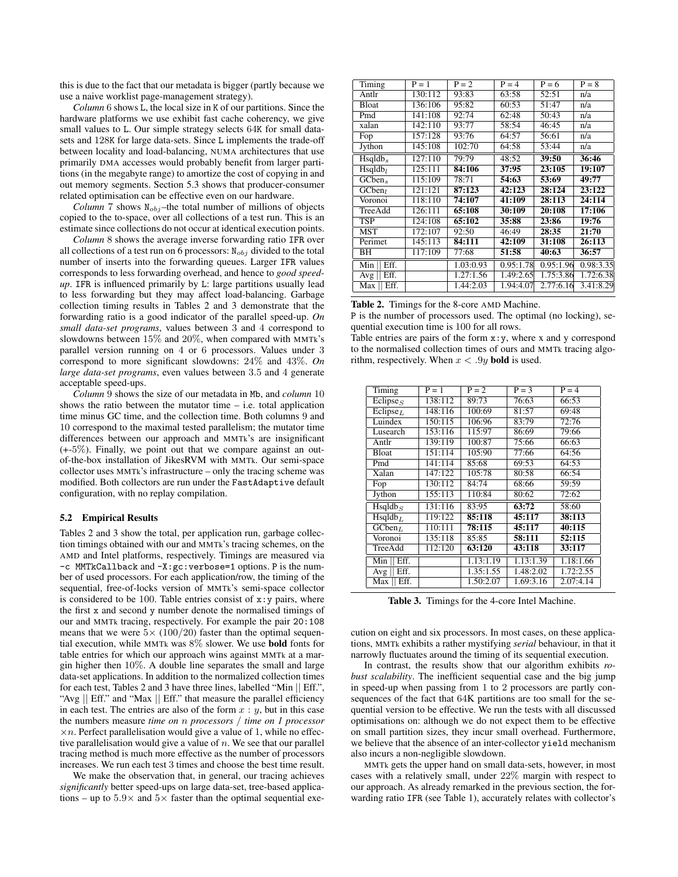this is due to the fact that our metadata is bigger (partly because we use a naive worklist page-management strategy).

*Column* 6 shows L, the local size in K of our partitions. Since the hardware platforms we use exhibit fast cache coherency, we give small values to L. Our simple strategy selects 64K for small datasets and 128K for large data-sets. Since L implements the trade-off between locality and load-balancing, NUMA architectures that use primarily DMA accesses would probably benefit from larger partitions (in the megabyte range) to amortize the cost of copying in and out memory segments. Section 5.3 shows that producer-consumer related optimisation can be effective even on our hardware.

*Column* 7 shows $N_{obj}$–the total number of millions of objects copied to the to-space, over all collections of a test run. This is an estimate since collections do not occur at identical execution points.

*Column* 8 shows the average inverse forwarding ratio IFR over all collections of a test run on 6 processors: $N_{obj}$ divided to the total number of inserts into the forwarding queues. Larger IFR values corresponds to less forwarding overhead, and hence to *good speed-up*. IFR is influenced primarily by L: large partitions usually lead to less forwarding but they may affect load-balancing. Garbage collection timing results in Tables 2 and 3 demonstrate that the forwarding ratio is a good indicator of the parallel speed-up. *On small data-set programs*, values between 3 and 4 correspond to slowdowns between 15% and 20%, when compared with MMTk's parallel version running on 4 or 6 processors. Values under 3 correspond to more significant slowdowns: 24% and 43%. *On large data-set programs*, even values between 3.5 and 4 generate acceptable speed-ups.

*Column* 9 shows the size of our metadata in Mb, and *column* 10 shows the ratio between the mutator time – i.e. total application time minus GC time, and the collection time. Both columns 9 and 10 correspond to the maximal tested parallelism; the mutator time differences between our approach and MMTk's are insignificant (+-5%). Finally, we point out that we compare against an out-of-the-box installation of JikesRVM with MMTk. Our semi-space collector uses MMTk's infrastructure – only the tracing scheme was modified. Both collectors are run under the FastAdaptive default configuration, with no replay compilation.

### 5.2 Empirical Results

Tables 2 and 3 show the total, per application run, garbage collection timings obtained with our and MMTk's tracing schemes, on the AMD and Intel platforms, respectively. Timings are measured via -c MMTkCallback and -X:gc:verbose=1 options. P is the number of used processors. For each application/row, the timing of the sequential, free-of-locks version of MMTk's semi-space collector is considered to be 100. Table entries consist of x:y pairs, where the first x and second y number denote the normalised timings of our and MMTk tracing, respectively. For example the pair 20:108 means that we were 5× (100/20) faster than the optimal sequential execution, while MMTk was 8% slower. We use **bold** fonts for table entries for which our approach wins against MMTk at a margin higher then 10%. A double line separates the small and large data-set applications. In addition to the normalized collection times for each test, Tables 2 and 3 have three lines, labelled "Min || Eff.", "Avg || Eff." and "Max || Eff." that measure the parallel efficiency in each test. The entries are also of the form $x : y$, but in this case the numbers measure *time on n processors / time on 1 processor* $\times n$. Perfect parallelisation would give a value of 1, while no effective parallelisation would give a value of $n$. We see that our parallel tracing method is much more effective as the number of processors increases. We run each test 3 times and choose the best time result.

We make the observation that, in general, our tracing achieves *significantly* better speed-ups on large data-set, tree-based applications – up to 5.9× and 5× faster than the optimal sequential execution on eight and six processors. In most cases, on these applications, MMTk exhibits a rather mystifying *serial* behaviour, in that it narrowly fluctuates around the timing of its sequential execution.

| Timing | P = 1 | P = 2 | P = 4 | P = 6 | P = 8 |
|---|---|---|---|---|---|
| Antlr | 130:112 | 93:83 | 63:58 | 52:51 | n/a |
| Bloat | 136:106 | 95:82 | 60:53 | 51:47 | n/a |
| Pmd | 141:108 | 92:74 | 62:48 | 50:43 | n/a |
| xalan | 142:110 | 93:77 | 58:54 | 46:45 | n/a |
| Fop | 157:128 | 93:76 | 64:57 | 56:61 | n/a |
| Jython | 145:108 | 102:70 | 64:58 | 53:44 | n/a |
| $Hsqldb_s$ | 127:110 | 79:79 | 48:52 | **39:50** | **36:46** |
| $Hsqldb_l$ | 125:111 | **84:106** | **37:95** | **23:105** | **19:107** |
| $GCben_s$ | 115:109 | 78:71 | **54:63** | **53:69** | **49:77** |
| $GCben_l$ | 121:121 | **87:123** | **42:123** | **28:124** | **23:122** |
| Voronoi | 118:110 | **74:107** | **41:109** | **28:113** | **24:114** |
| TreeAdd | 126:111 | **65:108** | **30:109** | **20:108** | **17:106** |
| TSP | 124:108 | **65:102** | **35:88** | **23:86** | **19:76** |
| MST | 172:107 | 92:50 | 46:49 | **28:35** | **21:70** |
| Perimet | 145:113 | **84:111** | **42:109** | **31:108** | **26:113** |
| BH | 117:109 | 77:68 | **51:58** | **40:63** | **36:57** |
| Min \|\| Eff. | | 1.03:0.93 | 0.95:1.78 | 0.95:1.96 | 0.98:3.35 |
| Avg \|\| Eff. | | 1.27:1.56 | 1.49:2.65 | 1.75:3.86 | 1.72:6.38 |
| Max \|\| Eff. | | 1.44:2.03 | 1.94:4.07 | 2.77:6.16 | 3.41:8.29 |

**Table 2.** Timings for the 8-core AMD Machine.
P is the number of processors used. The optimal (no locking), sequential execution time is 100 for all rows.
Table entries are pairs of the form x:y, where x and y correspond to the normalised collection times of ours and MMTk tracing algorithm, respectively. When $x < .9y$ **bold** is used.

| Timing | P = 1 | P = 2 | P = 3 | P = 4 |
|---|---|---|---|---|
| $Eclipse_S$ | 138:112 | 89:73 | 76:63 | 66:53 |
| $Eclipse_L$ | 148:116 | 100:69 | 81:57 | 69:48 |
| Luindex | 150:115 | 106:96 | 83:79 | 72:76 |
| Lusearch | 153:116 | 115:97 | 86:69 | 79:66 |
| Antlr | 139:119 | 100:87 | 75:66 | 66:63 |
| Bloat | 151:114 | 105:90 | 77:66 | 64:56 |
| Pmd | 141:114 | 85:68 | 69:53 | 64:53 |
| Xalan | 147:122 | 105:78 | 80:58 | 66:54 |
| Fop | 130:112 | 84:74 | 68:66 | 59:59 |
| Jython | 155:113 | 110:84 | 80:62 | 72:62 |
| $Hsqldb_S$ | 131:116 | 83:95 | **63:72** | 58:60 |
| $Hsqldb_L$ | 119:122 | **85:118** | **45:117** | **38:113** |
| $GCben_L$ | 110:111 | **78:115** | **45:117** | **40:115** |
| Voronoi | 135:118 | 85:85 | **58:111** | **52:115** |
| TreeAdd | 112:120 | **63:120** | **43:118** | **33:117** |
| Min \|\| Eff. | | 1.13:1.19 | 1.13:1.39 | 1.18:1.66 |
| Avg \|\| Eff. | | 1.35:1.55 | 1.48:2.02 | 1.72:2.55 |
| Max \|\| Eff. | | 1.50:2.07 | 1.69:3.16 | 2.07:4.14 |

**Table 3.** Timings for the 4-core Intel Machine.

In contrast, the results show that our algorithm exhibits *robust scalability*. The inefficient sequential case and the big jump in speed-up when passing from 1 to 2 processors are partly consequences of the fact that 64K partitions are too small for the sequential version to be effective. We run the tests with all discussed optimisations on: although we do not expect them to be effective on small partition sizes, they incur small overhead. Furthermore, we believe that the absence of an inter-collector yield mechanism also incurs a non-negligible slowdown.

MMTk gets the upper hand on small data-sets, however, in most cases with a relatively small, under 22% margin with respect to our approach. As already remarked in the previous section, the forwarding ratio IFR (see Table 1), accurately relates with collector's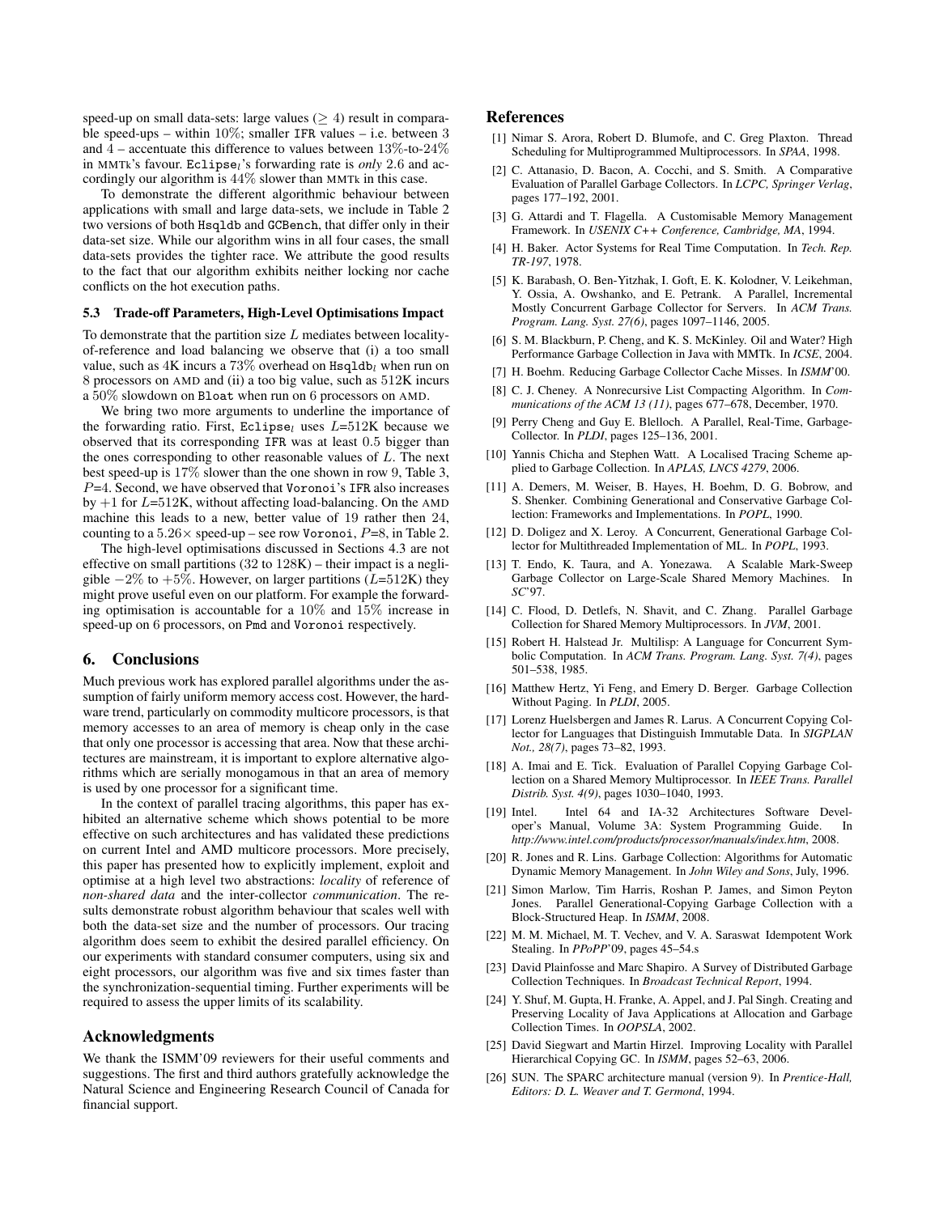speed-up on small data-sets: large values ($\geq 4$) result in comparable speed-ups – within 10%; smaller IFR values – i.e. between 3 and 4 – accentuate this difference to values between 13%-to-24% in MMTk's favour. $\texttt{Eclipse}_l$'s forwarding rate is *only* 2.6 and accordingly our algorithm is 44% slower than MMTk in this case.

To demonstrate the different algorithmic behaviour between applications with small and large data-sets, we include in Table 2 two versions of both Hsqldb and GCBench, that differ only in their data-set size. While our algorithm wins in all four cases, the small data-sets provides the tighter race. We attribute the good results to the fact that our algorithm exhibits neither locking nor cache conflicts on the hot execution paths.

### 5.3 Trade-off Parameters, High-Level Optimisations Impact

To demonstrate that the partition size $L$ mediates between locality-of-reference and load balancing we observe that (i) a too small value, such as 4K incurs a 73% overhead on $\texttt{Hsqldb}_l$ when run on 8 processors on AMD and (ii) a too big value, such as 512K incurs a 50% slowdown on Bloat when run on 6 processors on AMD.

We bring two more arguments to underline the importance of the forwarding ratio. First, $\texttt{Eclipse}_l$ uses $L$=512K because we observed that its corresponding IFR was at least 0.5 bigger than the ones corresponding to other reasonable values of $L$. The next best speed-up is 17% slower than the one shown in row 9, Table 3, $P$=4. Second, we have observed that Voronoi's IFR also increases by +1 for $L$=512K, without affecting load-balancing. On the AMD machine this leads to a new, better value of 19 rather then 24, counting to a 5.26× speed-up – see row Voronoi, $P$=8, in Table 2.

The high-level optimisations discussed in Sections 4.3 are not effective on small partitions (32 to 128K) – their impact is a negligible −2% to +5%. However, on larger partitions ($L$=512K) they might prove useful even on our platform. For example the forwarding optimisation is accountable for a 10% and 15% increase in speed-up on 6 processors, on Pmd and Voronoi respectively.

## 6. Conclusions

Much previous work has explored parallel algorithms under the assumption of fairly uniform memory access cost. However, the hardware trend, particularly on commodity multicore processors, is that memory accesses to an area of memory is cheap only in the case that only one processor is accessing that area. Now that these architectures are mainstream, it is important to explore alternative algorithms which are serially monogamous in that an area of memory is used by one processor for a significant time.

In the context of parallel tracing algorithms, this paper has exhibited an alternative scheme which shows potential to be more effective on such architectures and has validated these predictions on current Intel and AMD multicore processors. More precisely, this paper has presented how to explicitly implement, exploit and optimise at a high level two abstractions: *locality* of reference of *non-shared data* and the inter-collector *communication*. The results demonstrate robust algorithm behaviour that scales well with both the data-set size and the number of processors. Our tracing algorithm does seem to exhibit the desired parallel efficiency. On our experiments with standard consumer computers, using six and eight processors, our algorithm was five and six times faster than the synchronization-sequential timing. Further experiments will be required to assess the upper limits of its scalability.

## Acknowledgments

We thank the ISMM'09 reviewers for their useful comments and suggestions. The first and third authors gratefully acknowledge the Natural Science and Engineering Research Council of Canada for financial support.

## References

[1] Nimar S. Arora, Robert D. Blumofe, and C. Greg Plaxton. Thread Scheduling for Multiprogrammed Multiprocessors. In *SPAA*, 1998.

[2] C. Attanasio, D. Bacon, A. Cocchi, and S. Smith. A Comparative Evaluation of Parallel Garbage Collectors. In *LCPC, Springer Verlag*, pages 177–192, 2001.

[3] G. Attardi and T. Flagella. A Customisable Memory Management Framework. In *USENIX C++ Conference, Cambridge, MA*, 1994.

[4] H. Baker. Actor Systems for Real Time Computation. In *Tech. Rep. TR-197*, 1978.

[5] K. Barabash, O. Ben-Yitzhak, I. Goft, E. K. Kolodner, V. Leikehman, Y. Ossia, A. Owshanko, and E. Petrank. A Parallel, Incremental Mostly Concurrent Garbage Collector for Servers. In *ACM Trans. Program. Lang. Syst. 27(6)*, pages 1097–1146, 2005.

[6] S. M. Blackburn, P. Cheng, and K. S. McKinley. Oil and Water? High Performance Garbage Collection in Java with MMTk. In *ICSE*, 2004.

[7] H. Boehm. Reducing Garbage Collector Cache Misses. In *ISMM'00*.

[8] C. J. Cheney. A Nonrecursive List Compacting Algorithm. In *Communications of the ACM 13 (11)*, pages 677–678, December, 1970.

[9] Perry Cheng and Guy E. Blelloch. A Parallel, Real-Time, Garbage-Collector. In *PLDI*, pages 125–136, 2001.

[10] Yannis Chicha and Stephen Watt. A Localised Tracing Scheme applied to Garbage Collection. In *APLAS, LNCS 4279*, 2006.

[11] A. Demers, M. Weiser, B. Hayes, H. Boehm, D. G. Bobrow, and S. Shenker. Combining Generational and Conservative Garbage Collection: Frameworks and Implementations. In *POPL*, 1990.

[12] D. Doligez and X. Leroy. A Concurrent, Generational Garbage Collector for Multithreaded Implementation of ML. In *POPL*, 1993.

[13] T. Endo, K. Taura, and A. Yonezawa. A Scalable Mark-Sweep Garbage Collector on Large-Scale Shared Memory Machines. In *SC'97*.

[14] C. Flood, D. Detlefs, N. Shavit, and C. Zhang. Parallel Garbage Collection for Shared Memory Multiprocessors. In *JVM*, 2001.

[15] Robert H. Halstead Jr. Multilisp: A Language for Concurrent Symbolic Computation. In *ACM Trans. Program. Lang. Syst. 7(4)*, pages 501–538, 1985.

[16] Matthew Hertz, Yi Feng, and Emery D. Berger. Garbage Collection Without Paging. In *PLDI*, 2005.

[17] Lorenz Huelsbergen and James R. Larus. A Concurrent Copying Collector for Languages that Distinguish Immutable Data. In *SIGPLAN Not., 28(7)*, pages 73–82, 1993.

[18] A. Imai and E. Tick. Evaluation of Parallel Copying Garbage Collection on a Shared Memory Multiprocessor. In *IEEE Trans. Parallel Distrib. Syst. 4(9)*, pages 1030–1040, 1993.

[19] Intel. Intel 64 and IA-32 Architectures Software Developer's Manual, Volume 3A: System Programming Guide. In *http://www.intel.com/products/processor/manuals/index.htm*, 2008.

[20] R. Jones and R. Lins. Garbage Collection: Algorithms for Automatic Dynamic Memory Management. In *John Wiley and Sons*, July, 1996.

[21] Simon Marlow, Tim Harris, Roshan P. James, and Simon Peyton Jones. Parallel Generational-Copying Garbage Collection with a Block-Structured Heap. In *ISMM*, 2008.

[22] M. M. Michael, M. T. Vechev, and V. A. Saraswat Idempotent Work Stealing. In *PPoPP'09*, pages 45–54.s

[23] David Plainfosse and Marc Shapiro. A Survey of Distributed Garbage Collection Techniques. In *Broadcast Technical Report*, 1994.

[24] Y. Shuf, M. Gupta, H. Franke, A. Appel, and J. Pal Singh. Creating and Preserving Locality of Java Applications at Allocation and Garbage Collection Times. In *OOPSLA*, 2002.

[25] David Siegwart and Martin Hirzel. Improving Locality with Parallel Hierarchical Copying GC. In *ISMM*, pages 52–63, 2006.

[26] SUN. The SPARC architecture manual (version 9). In *Prentice-Hall, Editors: D. L. Weaver and T. Germond*, 1994.